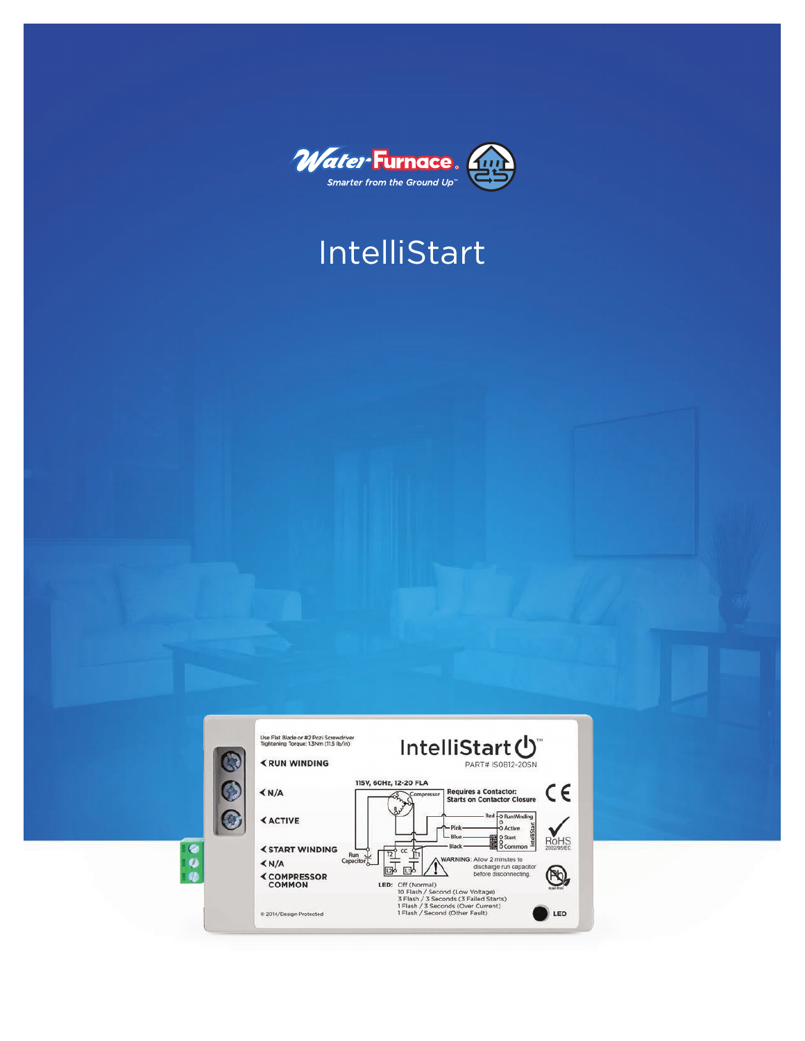WaterFurnace

*Smarter from the Ground Up™*

# IntelliStart

Use Flat Blade or #2 Pozi Screwdriver
Tightening Torque: 1.3Nm (11.5 lb/in)

IntelliStart™
PART# IS0B12-20SN

RUN WINDING

N/A

ACTIVE

START WINDING

N/A

COMPRESSOR COMMON

115V, 60Hz, 12-20 FLA

Requires a Contactor:
Starts on Contactor Closure

Compressor

Red — Run Winding
Pink — Active
Blue — Start
Black — Common

Run Capacitor

CC

T2 T1 L2 L1

WARNING: Allow 2 minutes to discharge run capacitor before disconnecting.

LED: Off (Normal)
10 Flash / Second (Low Voltage)
3 Flash / 3 Seconds (3 Failed Starts)
1 Flash / 3 Seconds (Over Current)
1 Flash / Second (Other Fault)

LED

RoHS 2002/95/EC

© 2014/Design Protected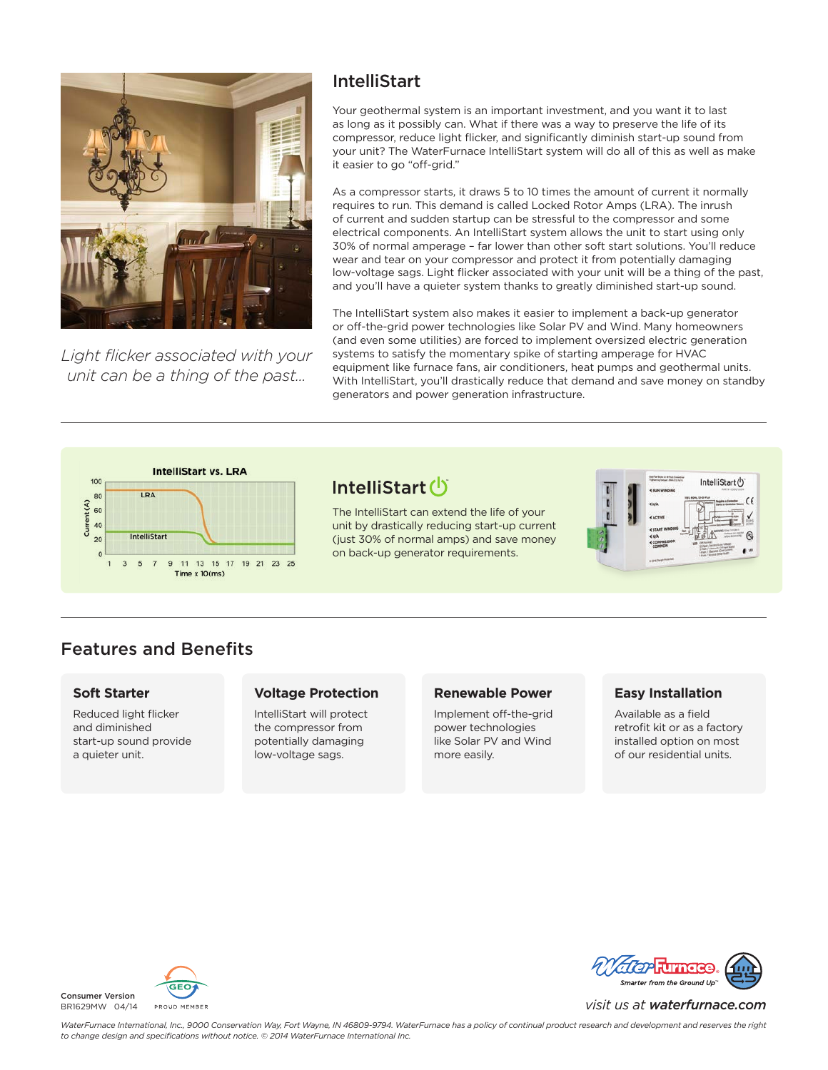*Light flicker associated with your unit can be a thing of the past...*

## IntelliStart

Your geothermal system is an important investment, and you want it to last as long as it possibly can. What if there was a way to preserve the life of its compressor, reduce light flicker, and significantly diminish start-up sound from your unit? The WaterFurnace IntelliStart system will do all of this as well as make it easier to go "off-grid."

As a compressor starts, it draws 5 to 10 times the amount of current it normally requires to run. This demand is called Locked Rotor Amps (LRA). The inrush of current and sudden startup can be stressful to the compressor and some electrical components. An IntelliStart system allows the unit to start using only 30% of normal amperage – far lower than other soft start solutions. You'll reduce wear and tear on your compressor and protect it from potentially damaging low-voltage sags. Light flicker associated with your unit will be a thing of the past, and you'll have a quieter system thanks to greatly diminished start-up sound.

The IntelliStart system also makes it easier to implement a back-up generator or off-the-grid power technologies like Solar PV and Wind. Many homeowners (and even some utilities) are forced to implement oversized electric generation systems to satisfy the momentary spike of starting amperage for HVAC equipment like furnace fans, air conditioners, heat pumps and geothermal units. With IntelliStart, you'll drastically reduce that demand and save money on standby generators and power generation infrastructure.

---

**IntelliStart vs. LRA**

Current (A)

100
80
60
40
20
0

LRA

IntelliStart

1 3 5 7 9 11 13 15 17 19 21 23 25

Time x 10(ms)

### IntelliStart

The IntelliStart can extend the life of your unit by drastically reducing start-up current (just 30% of normal amps) and save money on back-up generator requirements.

---

## Features and Benefits

### Soft Starter

Reduced light flicker and diminished start-up sound provide a quieter unit.

### Voltage Protection

IntelliStart will protect the compressor from potentially damaging low-voltage sags.

### Renewable Power

Implement off-the-grid power technologies like Solar PV and Wind more easily.

### Easy Installation

Available as a field retrofit kit or as a factory installed option on most of our residential units.

Consumer Version
BR1629MW 04/14

GEO PROUD MEMBER

WaterFurnace Smarter from the Ground Up™

visit us at **waterfurnace.com**

*WaterFurnace International, Inc., 9000 Conservation Way, Fort Wayne, IN 46809-9794. WaterFurnace has a policy of continual product research and development and reserves the right to change design and specifications without notice. © 2014 WaterFurnace International Inc.*